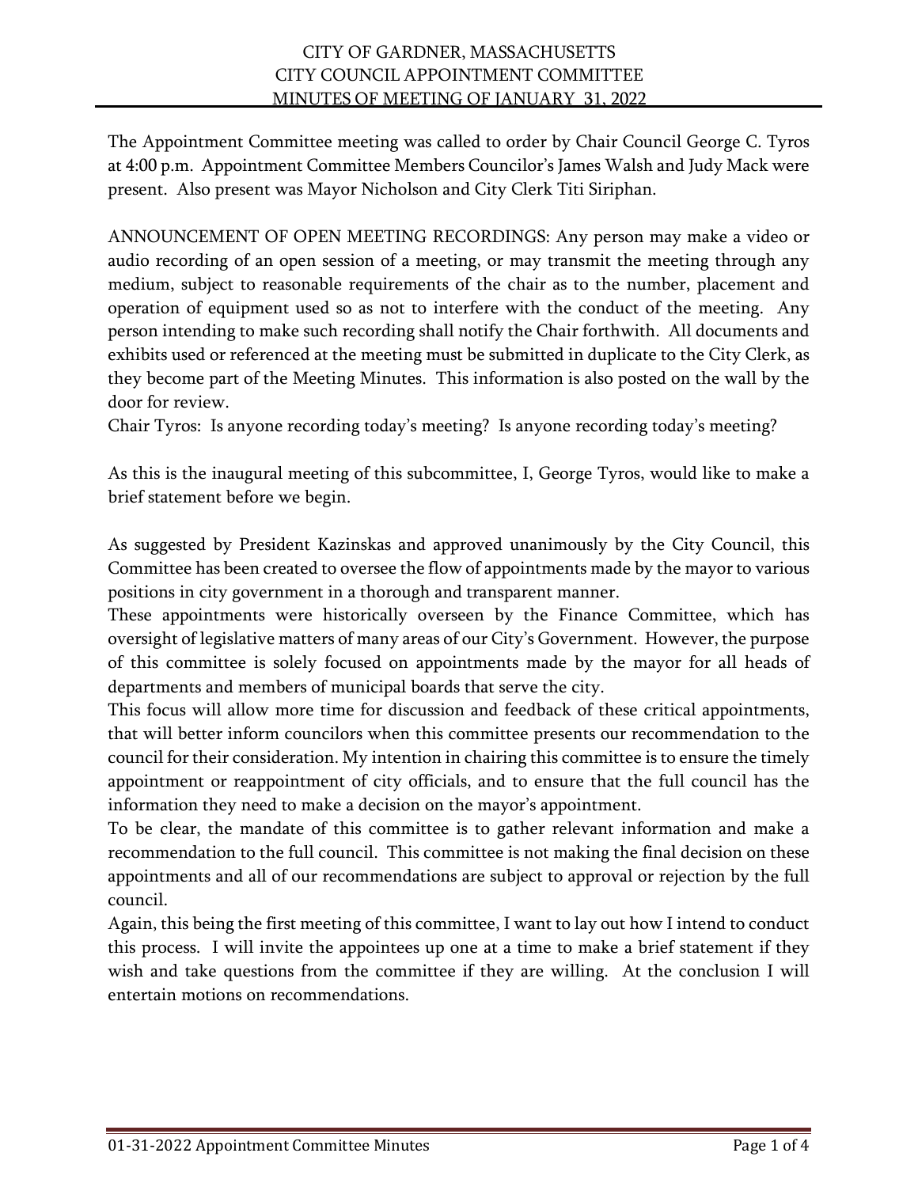# CITY OF GARDNER, MASSACHUSETTS
## CITY COUNCIL APPOINTMENT COMMITTEE
## MINUTES OF MEETING OF JANUARY 31, 2022

The Appointment Committee meeting was called to order by Chair Council George C. Tyros at 4:00 p.m. Appointment Committee Members Councilor's James Walsh and Judy Mack were present. Also present was Mayor Nicholson and City Clerk Titi Siriphan.

ANNOUNCEMENT OF OPEN MEETING RECORDINGS: Any person may make a video or audio recording of an open session of a meeting, or may transmit the meeting through any medium, subject to reasonable requirements of the chair as to the number, placement and operation of equipment used so as not to interfere with the conduct of the meeting. Any person intending to make such recording shall notify the Chair forthwith. All documents and exhibits used or referenced at the meeting must be submitted in duplicate to the City Clerk, as they become part of the Meeting Minutes. This information is also posted on the wall by the door for review.

Chair Tyros: Is anyone recording today's meeting? Is anyone recording today's meeting?

As this is the inaugural meeting of this subcommittee, I, George Tyros, would like to make a brief statement before we begin.

As suggested by President Kazinskas and approved unanimously by the City Council, this Committee has been created to oversee the flow of appointments made by the mayor to various positions in city government in a thorough and transparent manner.

These appointments were historically overseen by the Finance Committee, which has oversight of legislative matters of many areas of our City's Government. However, the purpose of this committee is solely focused on appointments made by the mayor for all heads of departments and members of municipal boards that serve the city.

This focus will allow more time for discussion and feedback of these critical appointments, that will better inform councilors when this committee presents our recommendation to the council for their consideration. My intention in chairing this committee is to ensure the timely appointment or reappointment of city officials, and to ensure that the full council has the information they need to make a decision on the mayor's appointment.

To be clear, the mandate of this committee is to gather relevant information and make a recommendation to the full council. This committee is not making the final decision on these appointments and all of our recommendations are subject to approval or rejection by the full council.

Again, this being the first meeting of this committee, I want to lay out how I intend to conduct this process. I will invite the appointees up one at a time to make a brief statement if they wish and take questions from the committee if they are willing. At the conclusion I will entertain motions on recommendations.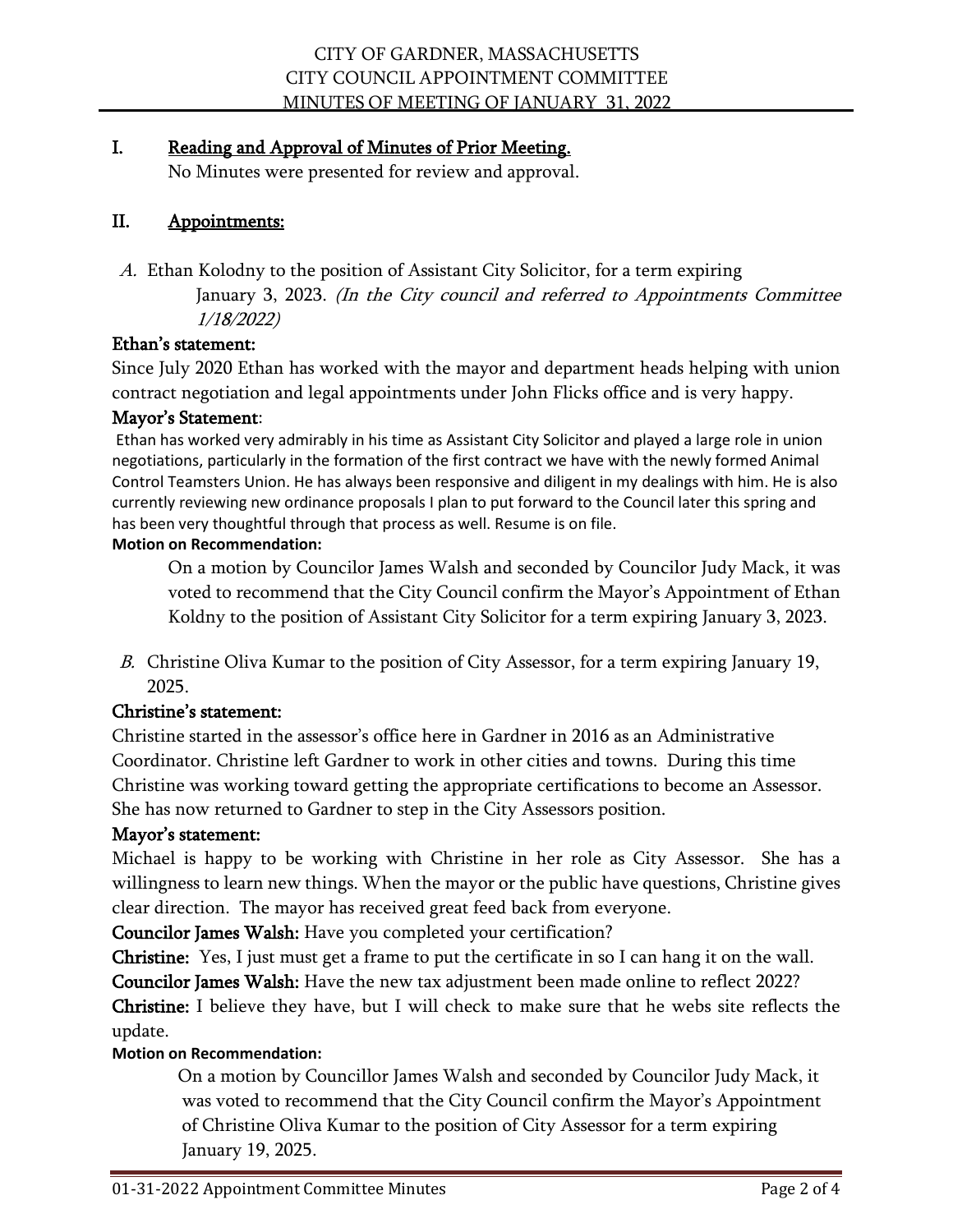CITY OF GARDNER, MASSACHUSETTS
CITY COUNCIL APPOINTMENT COMMITTEE
MINUTES OF MEETING OF JANUARY 31, 2022

## I. Reading and Approval of Minutes of Prior Meeting.

No Minutes were presented for review and approval.

## II. Appointments:

*A.* Ethan Kolodny to the position of Assistant City Solicitor, for a term expiring January 3, 2023. *(In the City council and referred to Appointments Committee 1/18/2022)*

**Ethan's statement:**

Since July 2020 Ethan has worked with the mayor and department heads helping with union contract negotiation and legal appointments under John Flicks office and is very happy.

**Mayor's Statement**:

Ethan has worked very admirably in his time as Assistant City Solicitor and played a large role in union negotiations, particularly in the formation of the first contract we have with the newly formed Animal Control Teamsters Union. He has always been responsive and diligent in my dealings with him. He is also currently reviewing new ordinance proposals I plan to put forward to the Council later this spring and has been very thoughtful through that process as well. Resume is on file.

**Motion on Recommendation:**

On a motion by Councilor James Walsh and seconded by Councilor Judy Mack, it was voted to recommend that the City Council confirm the Mayor's Appointment of Ethan Koldny to the position of Assistant City Solicitor for a term expiring January 3, 2023.

*B.* Christine Oliva Kumar to the position of City Assessor, for a term expiring January 19, 2025.

**Christine's statement:**

Christine started in the assessor's office here in Gardner in 2016 as an Administrative Coordinator. Christine left Gardner to work in other cities and towns. During this time Christine was working toward getting the appropriate certifications to become an Assessor. She has now returned to Gardner to step in the City Assessors position.

**Mayor's statement:**

Michael is happy to be working with Christine in her role as City Assessor. She has a willingness to learn new things. When the mayor or the public have questions, Christine gives clear direction. The mayor has received great feed back from everyone.

**Councilor James Walsh:** Have you completed your certification?

**Christine:** Yes, I just must get a frame to put the certificate in so I can hang it on the wall.

**Councilor James Walsh:** Have the new tax adjustment been made online to reflect 2022?

**Christine:** I believe they have, but I will check to make sure that he webs site reflects the update.

**Motion on Recommendation:**

On a motion by Councillor James Walsh and seconded by Councilor Judy Mack, it was voted to recommend that the City Council confirm the Mayor's Appointment of Christine Oliva Kumar to the position of City Assessor for a term expiring January 19, 2025.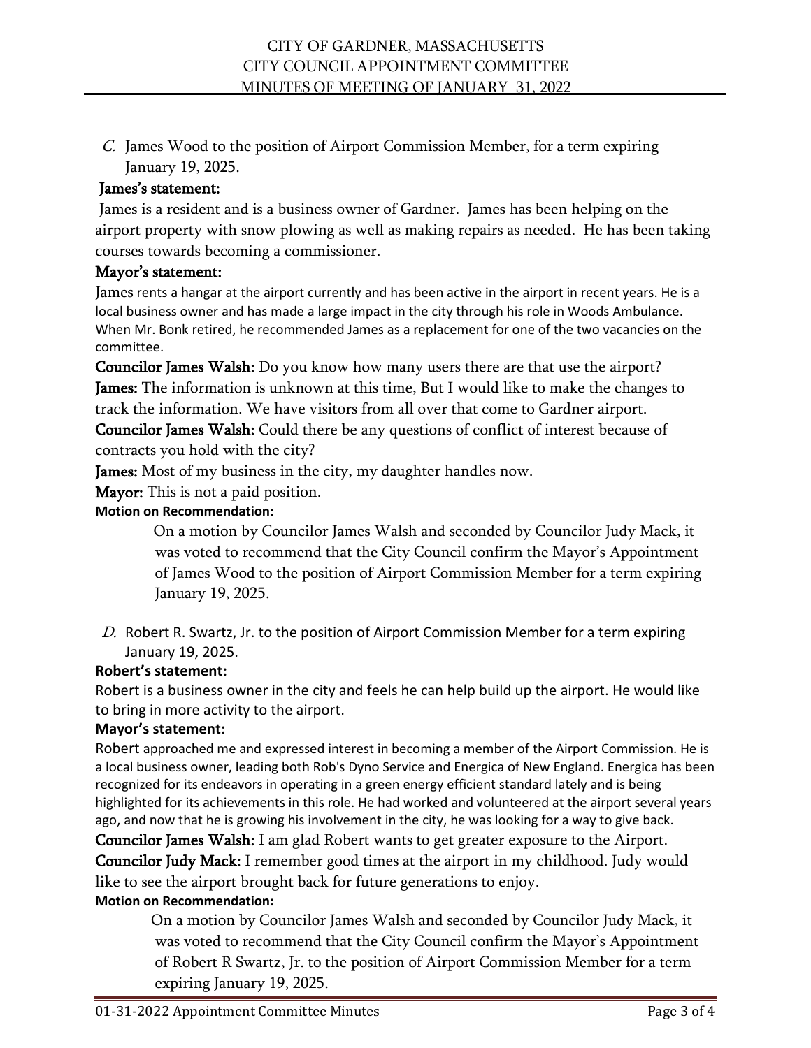C. James Wood to the position of Airport Commission Member, for a term expiring January 19, 2025.

**James's statement:**

James is a resident and is a business owner of Gardner. James has been helping on the airport property with snow plowing as well as making repairs as needed. He has been taking courses towards becoming a commissioner.

**Mayor's statement:**

James rents a hangar at the airport currently and has been active in the airport in recent years. He is a local business owner and has made a large impact in the city through his role in Woods Ambulance. When Mr. Bonk retired, he recommended James as a replacement for one of the two vacancies on the committee.

**Councilor James Walsh:** Do you know how many users there are that use the airport?

**James:** The information is unknown at this time, But I would like to make the changes to track the information. We have visitors from all over that come to Gardner airport.

**Councilor James Walsh:** Could there be any questions of conflict of interest because of contracts you hold with the city?

**James:** Most of my business in the city, my daughter handles now.

**Mayor:** This is not a paid position.

**Motion on Recommendation:**

On a motion by Councilor James Walsh and seconded by Councilor Judy Mack, it was voted to recommend that the City Council confirm the Mayor's Appointment of James Wood to the position of Airport Commission Member for a term expiring January 19, 2025.

D. Robert R. Swartz, Jr. to the position of Airport Commission Member for a term expiring January 19, 2025.

**Robert's statement:**

Robert is a business owner in the city and feels he can help build up the airport. He would like to bring in more activity to the airport.

**Mayor's statement:**

Robert approached me and expressed interest in becoming a member of the Airport Commission. He is a local business owner, leading both Rob's Dyno Service and Energica of New England. Energica has been recognized for its endeavors in operating in a green energy efficient standard lately and is being highlighted for its achievements in this role. He had worked and volunteered at the airport several years ago, and now that he is growing his involvement in the city, he was looking for a way to give back.

**Councilor James Walsh:** I am glad Robert wants to get greater exposure to the Airport.

**Councilor Judy Mack:** I remember good times at the airport in my childhood. Judy would like to see the airport brought back for future generations to enjoy.

**Motion on Recommendation:**

On a motion by Councilor James Walsh and seconded by Councilor Judy Mack, it was voted to recommend that the City Council confirm the Mayor's Appointment of Robert R Swartz, Jr. to the position of Airport Commission Member for a term expiring January 19, 2025.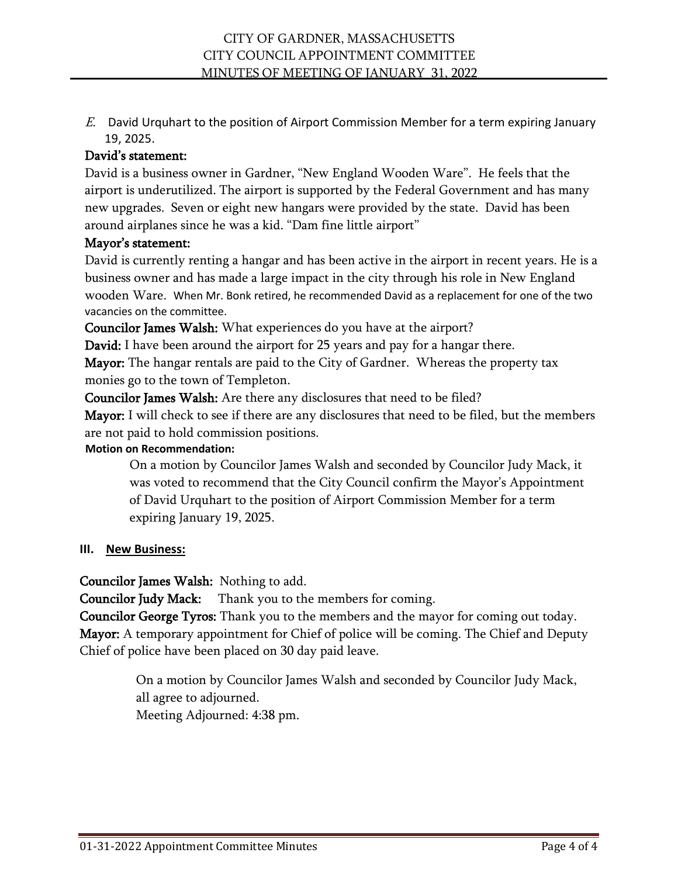*E.* David Urquhart to the position of Airport Commission Member for a term expiring January 19, 2025.

**David's statement:**

David is a business owner in Gardner, "New England Wooden Ware". He feels that the airport is underutilized. The airport is supported by the Federal Government and has many new upgrades. Seven or eight new hangars were provided by the state. David has been around airplanes since he was a kid. "Dam fine little airport"

**Mayor's statement:**

David is currently renting a hangar and has been active in the airport in recent years. He is a business owner and has made a large impact in the city through his role in New England wooden Ware. When Mr. Bonk retired, he recommended David as a replacement for one of the two vacancies on the committee.

**Councilor James Walsh:** What experiences do you have at the airport?

**David:** I have been around the airport for 25 years and pay for a hangar there.

**Mayor:** The hangar rentals are paid to the City of Gardner. Whereas the property tax monies go to the town of Templeton.

**Councilor James Walsh:** Are there any disclosures that need to be filed?

**Mayor:** I will check to see if there are any disclosures that need to be filed, but the members are not paid to hold commission positions.

**Motion on Recommendation:**

On a motion by Councilor James Walsh and seconded by Councilor Judy Mack, it was voted to recommend that the City Council confirm the Mayor's Appointment of David Urquhart to the position of Airport Commission Member for a term expiring January 19, 2025.

## III. New Business:

**Councilor James Walsh:** Nothing to add.

**Councilor Judy Mack:** Thank you to the members for coming.

**Councilor George Tyros:** Thank you to the members and the mayor for coming out today.

**Mayor:** A temporary appointment for Chief of police will be coming. The Chief and Deputy Chief of police have been placed on 30 day paid leave.

On a motion by Councilor James Walsh and seconded by Councilor Judy Mack, all agree to adjourned.
Meeting Adjourned: 4:38 pm.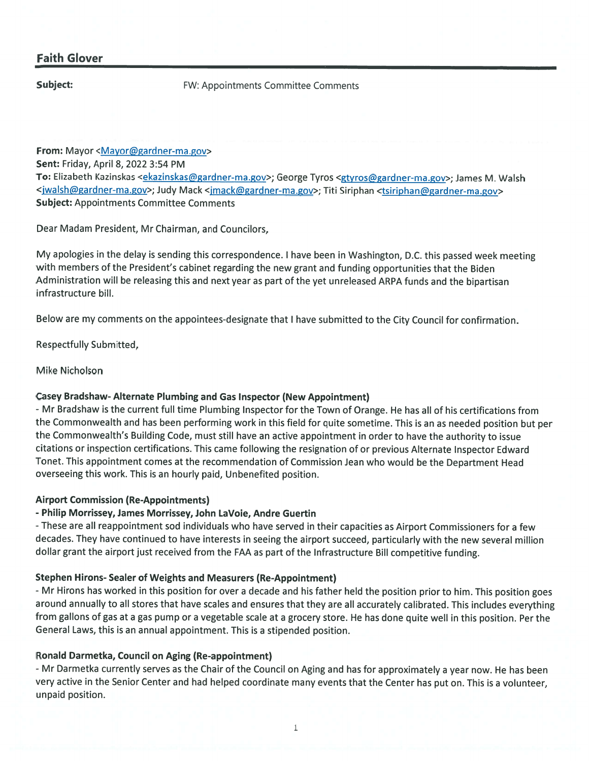## Faith Glover

**Subject:** FW: Appointments Committee Comments

**From:** Mayor <Mayor@gardner-ma.gov>
**Sent:** Friday, April 8, 2022 3:54 PM
**To:** Elizabeth Kazinskas <ekazinskas@gardner-ma.gov>; George Tyros <gtyros@gardner-ma.gov>; James M. Walsh <jwalsh@gardner-ma.gov>; Judy Mack <jmack@gardner-ma.gov>; Titi Siriphan <tsiriphan@gardner-ma.gov>
**Subject:** Appointments Committee Comments

Dear Madam President, Mr Chairman, and Councilors,

My apologies in the delay is sending this correspondence. I have been in Washington, D.C. this passed week meeting with members of the President's cabinet regarding the new grant and funding opportunities that the Biden Administration will be releasing this and next year as part of the yet unreleased ARPA funds and the bipartisan infrastructure bill.

Below are my comments on the appointees-designate that I have submitted to the City Council for confirmation.

Respectfully Submitted,

Mike Nicholson

**Casey Bradshaw- Alternate Plumbing and Gas Inspector (New Appointment)**
- Mr Bradshaw is the current full time Plumbing Inspector for the Town of Orange. He has all of his certifications from the Commonwealth and has been performing work in this field for quite sometime. This is an as needed position but per the Commonwealth's Building Code, must still have an active appointment in order to have the authority to issue citations or inspection certifications. This came following the resignation of or previous Alternate Inspector Edward Tonet. This appointment comes at the recommendation of Commission Jean who would be the Department Head overseeing this work. This is an hourly paid, Unbenefited position.

**Airport Commission (Re-Appointments)**
**- Philip Morrissey, James Morrissey, John LaVoie, Andre Guertin**
- These are all reappointment sod individuals who have served in their capacities as Airport Commissioners for a few decades. They have continued to have interests in seeing the airport succeed, particularly with the new several million dollar grant the airport just received from the FAA as part of the Infrastructure Bill competitive funding.

**Stephen Hirons- Sealer of Weights and Measurers (Re-Appointment)**
- Mr Hirons has worked in this position for over a decade and his father held the position prior to him. This position goes around annually to all stores that have scales and ensures that they are all accurately calibrated. This includes everything from gallons of gas at a gas pump or a vegetable scale at a grocery store. He has done quite well in this position. Per the General Laws, this is an annual appointment. This is a stipended position.

**Ronald Darmetka, Council on Aging (Re-appointment)**
- Mr Darmetka currently serves as the Chair of the Council on Aging and has for approximately a year now. He has been very active in the Senior Center and had helped coordinate many events that the Center has put on. This is a volunteer, unpaid position.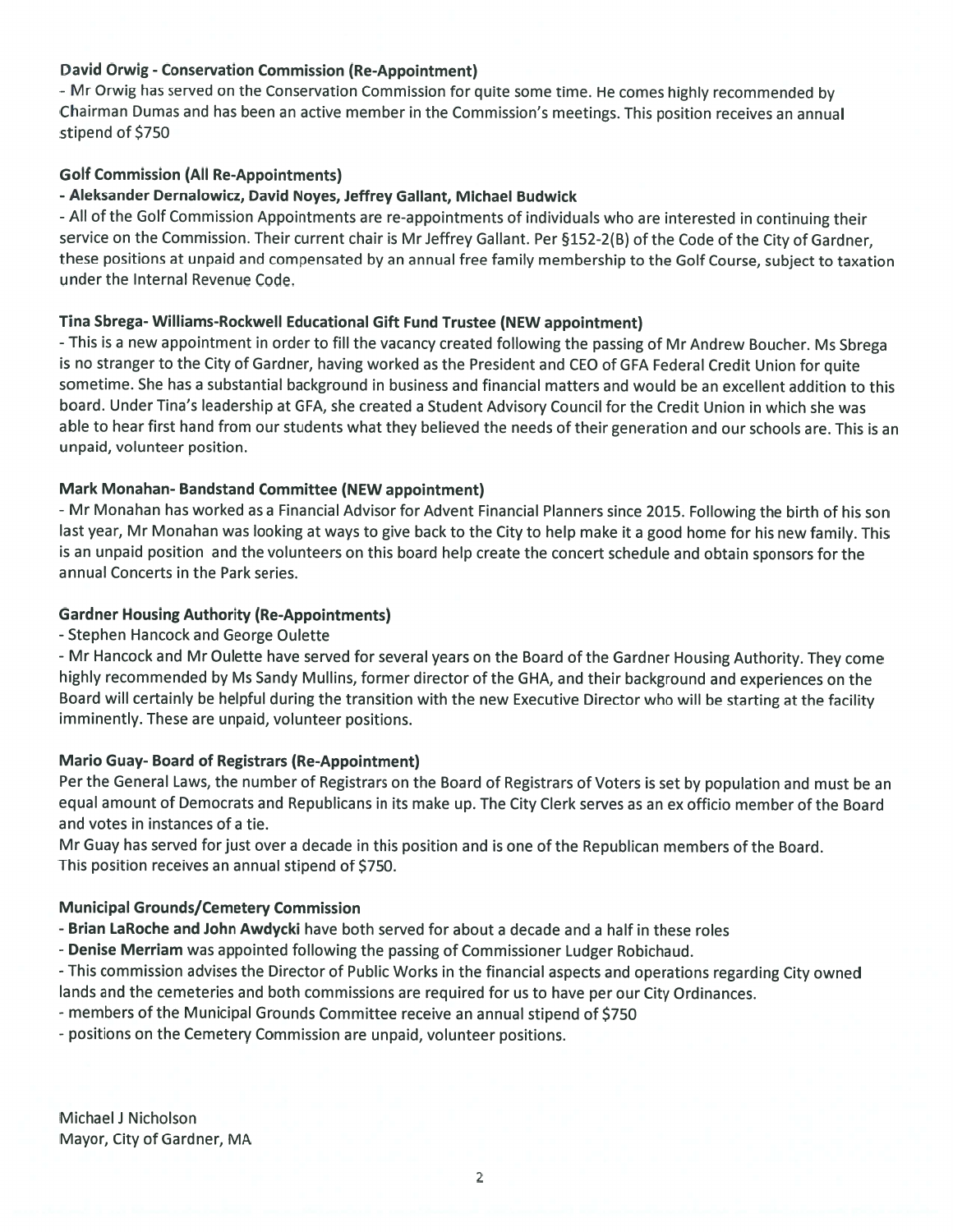**David Orwig - Conservation Commission (Re-Appointment)**

- Mr Orwig has served on the Conservation Commission for quite some time. He comes highly recommended by Chairman Dumas and has been an active member in the Commission's meetings. This position receives an annual stipend of $750

**Golf Commission (All Re-Appointments)**

**- Aleksander Dernalowicz, David Noyes, Jeffrey Gallant, Michael Budwick**

- All of the Golf Commission Appointments are re-appointments of individuals who are interested in continuing their service on the Commission. Their current chair is Mr Jeffrey Gallant. Per §152-2(B) of the Code of the City of Gardner, these positions at unpaid and compensated by an annual free family membership to the Golf Course, subject to taxation under the Internal Revenue Code.

**Tina Sbrega- Williams-Rockwell Educational Gift Fund Trustee (NEW appointment)**

- This is a new appointment in order to fill the vacancy created following the passing of Mr Andrew Boucher. Ms Sbrega is no stranger to the City of Gardner, having worked as the President and CEO of GFA Federal Credit Union for quite sometime. She has a substantial background in business and financial matters and would be an excellent addition to this board. Under Tina's leadership at GFA, she created a Student Advisory Council for the Credit Union in which she was able to hear first hand from our students what they believed the needs of their generation and our schools are. This is an unpaid, volunteer position.

**Mark Monahan- Bandstand Committee (NEW appointment)**

- Mr Monahan has worked as a Financial Advisor for Advent Financial Planners since 2015. Following the birth of his son last year, Mr Monahan was looking at ways to give back to the City to help make it a good home for his new family. This is an unpaid position and the volunteers on this board help create the concert schedule and obtain sponsors for the annual Concerts in the Park series.

**Gardner Housing Authority (Re-Appointments)**

- Stephen Hancock and George Oulette
- Mr Hancock and Mr Oulette have served for several years on the Board of the Gardner Housing Authority. They come highly recommended by Ms Sandy Mullins, former director of the GHA, and their background and experiences on the Board will certainly be helpful during the transition with the new Executive Director who will be starting at the facility imminently. These are unpaid, volunteer positions.

**Mario Guay- Board of Registrars (Re-Appointment)**

Per the General Laws, the number of Registrars on the Board of Registrars of Voters is set by population and must be an equal amount of Democrats and Republicans in its make up. The City Clerk serves as an ex officio member of the Board and votes in instances of a tie.

Mr Guay has served for just over a decade in this position and is one of the Republican members of the Board. This position receives an annual stipend of $750.

**Municipal Grounds/Cemetery Commission**

- **Brian LaRoche and John Awdycki** have both served for about a decade and a half in these roles
- **Denise Merriam** was appointed following the passing of Commissioner Ludger Robichaud.
- This commission advises the Director of Public Works in the financial aspects and operations regarding City owned lands and the cemeteries and both commissions are required for us to have per our City Ordinances.
- members of the Municipal Grounds Committee receive an annual stipend of $750
- positions on the Cemetery Commission are unpaid, volunteer positions.

Michael J Nicholson
Mayor, City of Gardner, MA